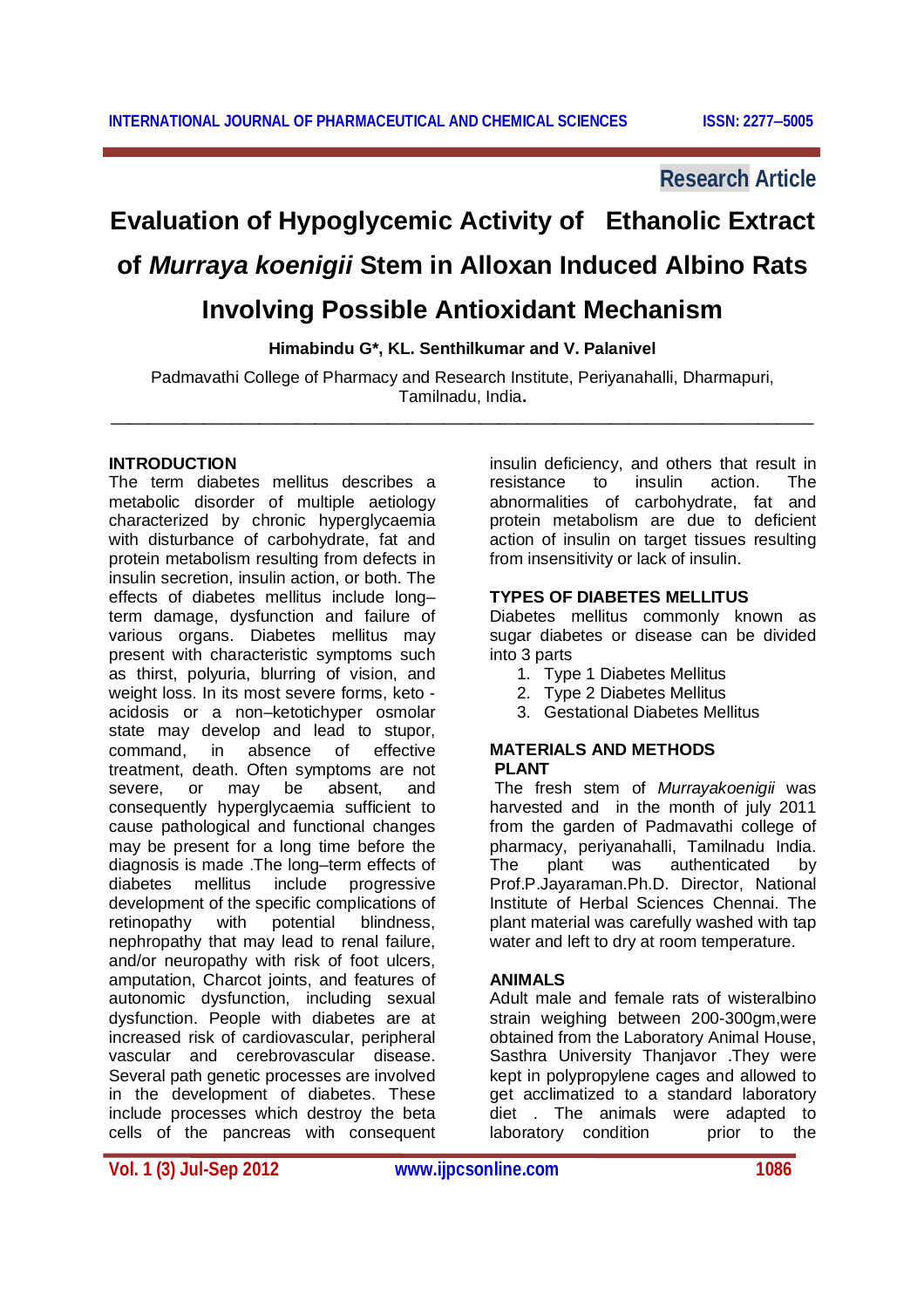Research Article

# Evaluation of Hypoglycemic Activity of Ethanolic Extract of *Murraya koenigii* Stem in Alloxan Induced Albino Rats Involving Possible Antioxidant Mechanism

**Himabindu G\*, KL. Senthilkumar and V. Palanivel**

Padmavathi College of Pharmacy and Research Institute, Periyanahalli, Dharmapuri, Tamilnadu, India.

---

## INTRODUCTION

The term diabetes mellitus describes a metabolic disorder of multiple aetiology characterized by chronic hyperglycaemia with disturbance of carbohydrate, fat and protein metabolism resulting from defects in insulin secretion, insulin action, or both. The effects of diabetes mellitus include long–term damage, dysfunction and failure of various organs. Diabetes mellitus may present with characteristic symptoms such as thirst, polyuria, blurring of vision, and weight loss. In its most severe forms, keto - acidosis or a non–ketotichyper osmolar state may develop and lead to stupor, command, in absence of effective treatment, death. Often symptoms are not severe, or may be absent, and consequently hyperglycaemia sufficient to cause pathological and functional changes may be present for a long time before the diagnosis is made .The long–term effects of diabetes mellitus include progressive development of the specific complications of retinopathy with potential blindness, nephropathy that may lead to renal failure, and/or neuropathy with risk of foot ulcers, amputation, Charcot joints, and features of autonomic dysfunction, including sexual dysfunction. People with diabetes are at increased risk of cardiovascular, peripheral vascular and cerebrovascular disease. Several path genetic processes are involved in the development of diabetes. These include processes which destroy the beta cells of the pancreas with consequent insulin deficiency, and others that result in resistance to insulin action. The abnormalities of carbohydrate, fat and protein metabolism are due to deficient action of insulin on target tissues resulting from insensitivity or lack of insulin.

## TYPES OF DIABETES MELLITUS

Diabetes mellitus commonly known as sugar diabetes or disease can be divided into 3 parts

1. Type 1 Diabetes Mellitus
2. Type 2 Diabetes Mellitus
3. Gestational Diabetes Mellitus

## MATERIALS AND METHODS

### PLANT

The fresh stem of *Murrayakoenigii* was harvested and in the month of july 2011 from the garden of Padmavathi college of pharmacy, periyanahalli, Tamilnadu India. The plant was authenticated by Prof.P.Jayaraman.Ph.D. Director, National Institute of Herbal Sciences Chennai. The plant material was carefully washed with tap water and left to dry at room temperature.

### ANIMALS

Adult male and female rats of wisteralbino strain weighing between 200-300gm,were obtained from the Laboratory Animal House, Sasthra University Thanjavor .They were kept in polypropylene cages and allowed to get acclimatized to a standard laboratory diet . The animals were adapted to laboratory condition prior to the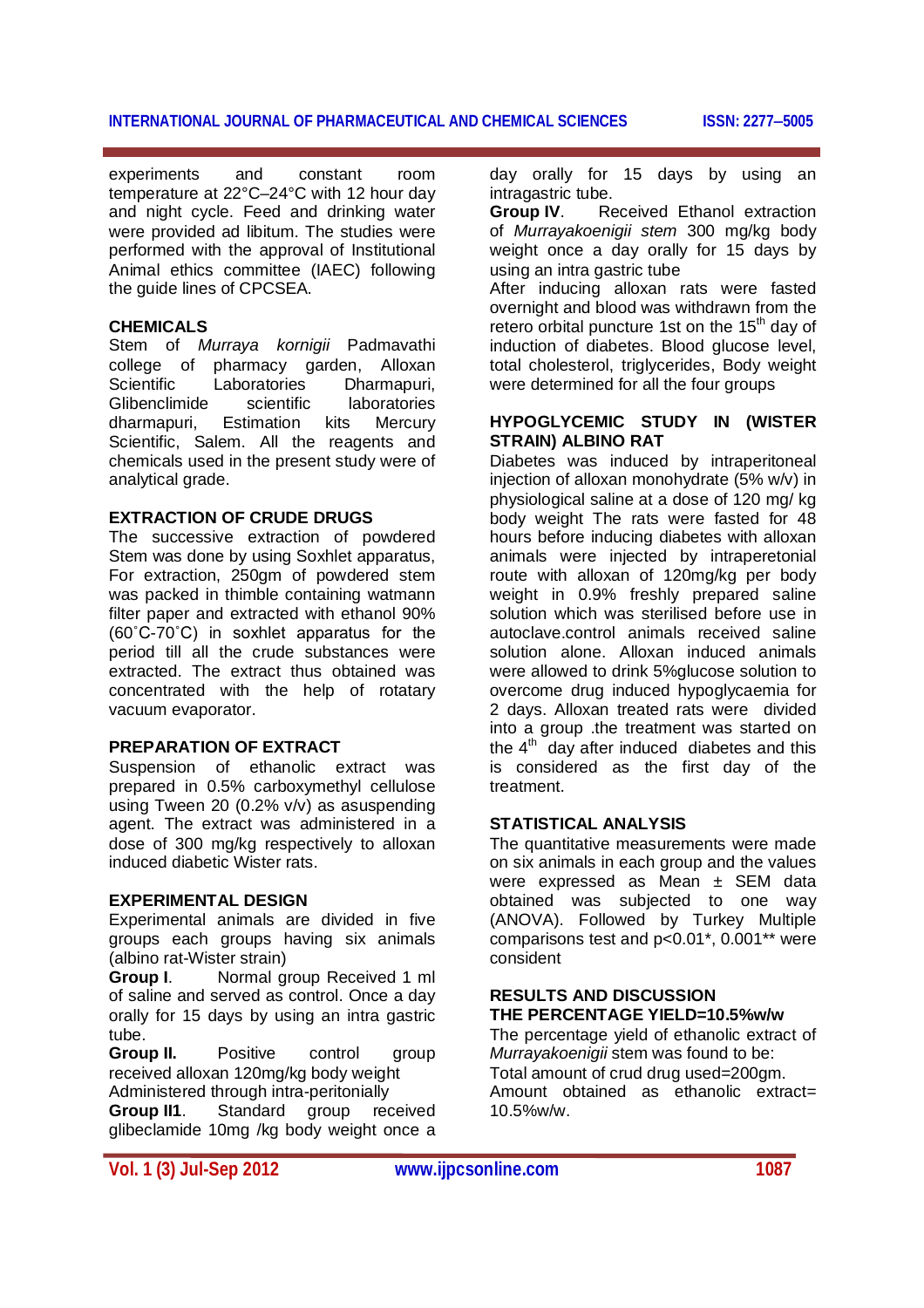experiments and constant room temperature at 22°C–24°C with 12 hour day and night cycle. Feed and drinking water were provided ad libitum. The studies were performed with the approval of Institutional Animal ethics committee (IAEC) following the guide lines of CPCSEA.

## CHEMICALS

Stem of *Murraya kornigii* Padmavathi college of pharmacy garden, Alloxan Scientific Laboratories Dharmapuri, Glibenclimide scientific laboratories dharmapuri, Estimation kits Mercury Scientific, Salem. All the reagents and chemicals used in the present study were of analytical grade.

## EXTRACTION OF CRUDE DRUGS

The successive extraction of powdered Stem was done by using Soxhlet apparatus, For extraction, 250gm of powdered stem was packed in thimble containing watmann filter paper and extracted with ethanol 90% (60˚C-70˚C) in soxhlet apparatus for the period till all the crude substances were extracted. The extract thus obtained was concentrated with the help of rotatary vacuum evaporator.

## PREPARATION OF EXTRACT

Suspension of ethanolic extract was prepared in 0.5% carboxymethyl cellulose using Tween 20 (0.2% v/v) as asuspending agent. The extract was administered in a dose of 300 mg/kg respectively to alloxan induced diabetic Wister rats.

## EXPERIMENTAL DESIGN

Experimental animals are divided in five groups each groups having six animals (albino rat-Wister strain)

**Group I**. Normal group Received 1 ml of saline and served as control. Once a day orally for 15 days by using an intra gastric tube.

**Group II.** Positive control group received alloxan 120mg/kg body weight Administered through intra-peritonially

**Group II1**. Standard group received glibeclamide 10mg /kg body weight once a day orally for 15 days by using an intragastric tube.

**Group IV**. Received Ethanol extraction of *Murrayakoenigii stem* 300 mg/kg body weight once a day orally for 15 days by using an intra gastric tube

After inducing alloxan rats were fasted overnight and blood was withdrawn from the retero orbital puncture 1st on the 15$^{th}$ day of induction of diabetes. Blood glucose level, total cholesterol, triglycerides, Body weight were determined for all the four groups

## HYPOGLYCEMIC STUDY IN (WISTER STRAIN) ALBINO RAT

Diabetes was induced by intraperitoneal injection of alloxan monohydrate (5% w/v) in physiological saline at a dose of 120 mg/ kg body weight The rats were fasted for 48 hours before inducing diabetes with alloxan animals were injected by intraperetonial route with alloxan of 120mg/kg per body weight in 0.9% freshly prepared saline solution which was sterilised before use in autoclave.control animals received saline solution alone. Alloxan induced animals were allowed to drink 5%glucose solution to overcome drug induced hypoglycaemia for 2 days. Alloxan treated rats were divided into a group .the treatment was started on the 4$^{th}$ day after induced diabetes and this is considered as the first day of the treatment.

## STATISTICAL ANALYSIS

The quantitative measurements were made on six animals in each group and the values were expressed as Mean ± SEM data obtained was subjected to one way (ANOVA). Followed by Turkey Multiple comparisons test and p<0.01*, 0.001** were consident

## RESULTS AND DISCUSSION

### THE PERCENTAGE YIELD=10.5%w/w

The percentage yield of ethanolic extract of *Murrayakoenigii* stem was found to be:

Total amount of crud drug used=200gm.

Amount obtained as ethanolic extract= 10.5%w/w.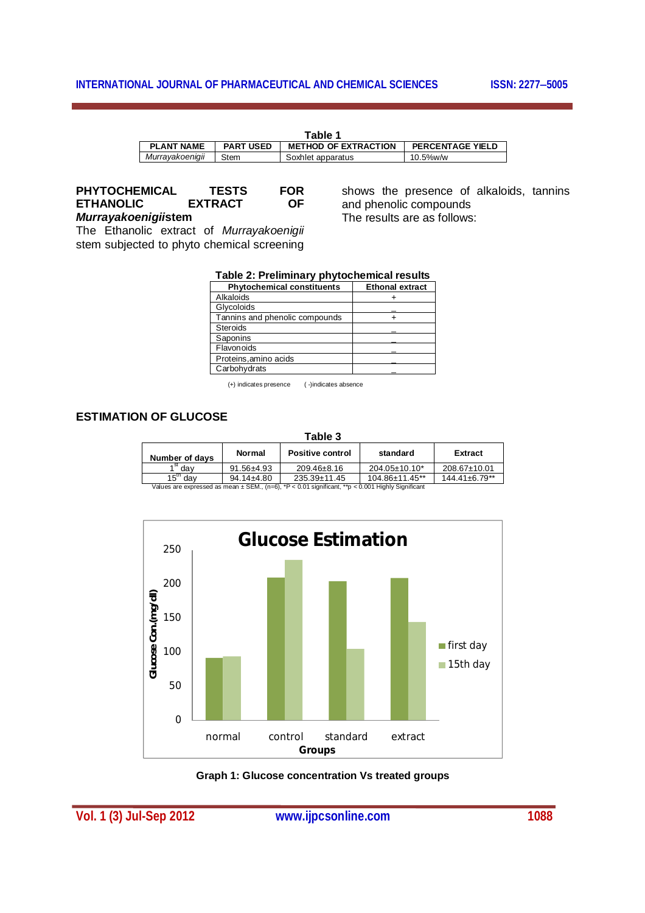**Table 1**

| PLANT NAME | PART USED | METHOD OF EXTRACTION | PERCENTAGE YIELD |
|---|---|---|---|
| *Murrayakoenigii* | Stem | Soxhlet apparatus | 10.5%w/w |

## PHYTOCHEMICAL TESTS FOR ETHANOLIC EXTRACT OF *Murrayakoenigii*stem

The Ethanolic extract of *Murrayakoenigii* stem subjected to phyto chemical screening shows the presence of alkaloids, tannins and phenolic compounds

The results are as follows:

**Table 2: Preliminary phytochemical results**

| Phytochemical constituents | Ethonal extract |
|---|---|
| Alkaloids | + |
| Glycoloids | _ |
| Tannins and phenolic compounds | + |
| Steroids | _ |
| Saponins | _ |
| Flavonoids | _ |
| Proteins,amino acids | _ |
| Carbohydrats | _ |

(+) indicates presence ( -)indicates absence

## ESTIMATION OF GLUCOSE

**Table 3**

| Number of days | Normal | Positive control | standard | Extract |
|---|---|---|---|---|
| 1st day | 91.56±4.93 | 209.46±8.16 | 204.05±10.10* | 208.67±10.01 |
| 15th day | 94.14±4.80 | 235.39±11.45 | 104.86±11.45** | 144.41±6.79** |

Values are expressed as mean ± SEM., (n=6), *P < 0.01 significant, **p < 0.001 Highly Significant

**Glucose Estimation**

| Groups | first day | 15th day |
|---|---|---|
| normal | 91.56 | 94.14 |
| control | 209.46 | 235.39 |
| standard | 204.05 | 104.86 |
| extract | 208.67 | 144.41 |

Y-axis: Glucose Con.(mg/dl); X-axis: Groups

**Graph 1: Glucose concentration Vs treated groups**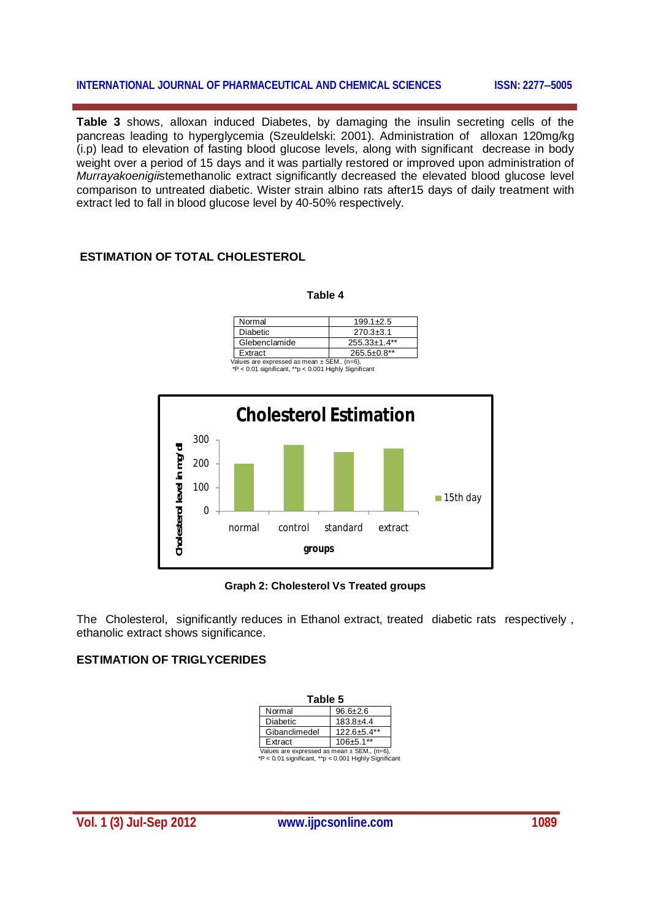**Table 3** shows, alloxan induced Diabetes, by damaging the insulin secreting cells of the pancreas leading to hyperglycemia (Szeuldelski: 2001). Administration of alloxan 120mg/kg (i.p) lead to elevation of fasting blood glucose levels, along with significant decrease in body weight over a period of 15 days and it was partially restored or improved upon administration of *Murrayakoenigii*stemethanolic extract significantly decreased the elevated blood glucose level comparison to untreated diabetic. Wister strain albino rats after15 days of daily treatment with extract led to fall in blood glucose level by 40-50% respectively.

## ESTIMATION OF TOTAL CHOLESTEROL

**Table 4**

| Normal | 199.1±2.5 |
|---|---|
| Diabetic | 270.3±3.1 |
| Glebenclamide | 255.33±1.4** |
| Extract | 265.5±0.8** |

Values are expressed as mean ± SEM., (n=6),
*P < 0.01 significant, **p < 0.001 Highly Significant

**Graph 2: Cholesterol Vs Treated groups**

The Cholesterol, significantly reduces in Ethanol extract, treated diabetic rats respectively , ethanolic extract shows significance.

## ESTIMATION OF TRIGLYCERIDES

**Table 5**

| Normal | 96.6±2.6 |
|---|---|
| Diabetic | 183.8±4.4 |
| Gibanclimedel | 122.6±5.4** |
| Extract | 106±5.1** |

Values are expressed as mean ± SEM., (n=6),
*P < 0.01 significant, **p < 0.001 Highly Significant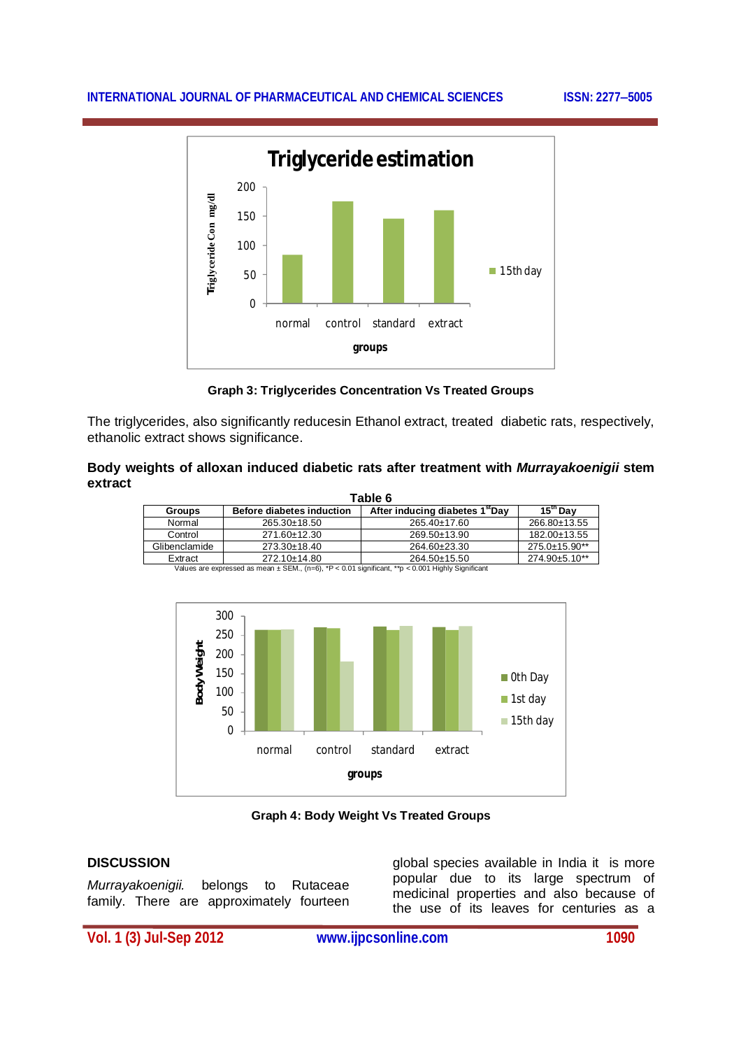Graph 3: Triglycerides Concentration Vs Treated Groups

The triglycerides, also significantly reducesin Ethanol extract, treated diabetic rats, respectively, ethanolic extract shows significance.

**Body weights of alloxan induced diabetic rats after treatment with *Murrayakoenigii* stem extract**

**Table 6**

| Groups | Before diabetes induction | After inducing diabetes 1[st]Day | 15[th] Day |
|---|---|---|---|
| Normal | 265.30±18.50 | 265.40±17.60 | 266.80±13.55 |
| Control | 271.60±12.30 | 269.50±13.90 | 182.00±13.55 |
| Glibenclamide | 273.30±18.40 | 264.60±23.30 | 275.0±15.90** |
| Extract | 272.10±14.80 | 264.50±15.50 | 274.90±5.10** |

Values are expressed as mean ± SEM., (n=6), *P < 0.01 significant, **p < 0.001 Highly Significant

Graph 4: Body Weight Vs Treated Groups

## DISCUSSION

*Murrayakoenigii.* belongs to Rutaceae family. There are approximately fourteen global species available in India it is more popular due to its large spectrum of medicinal properties and also because of the use of its leaves for centuries as a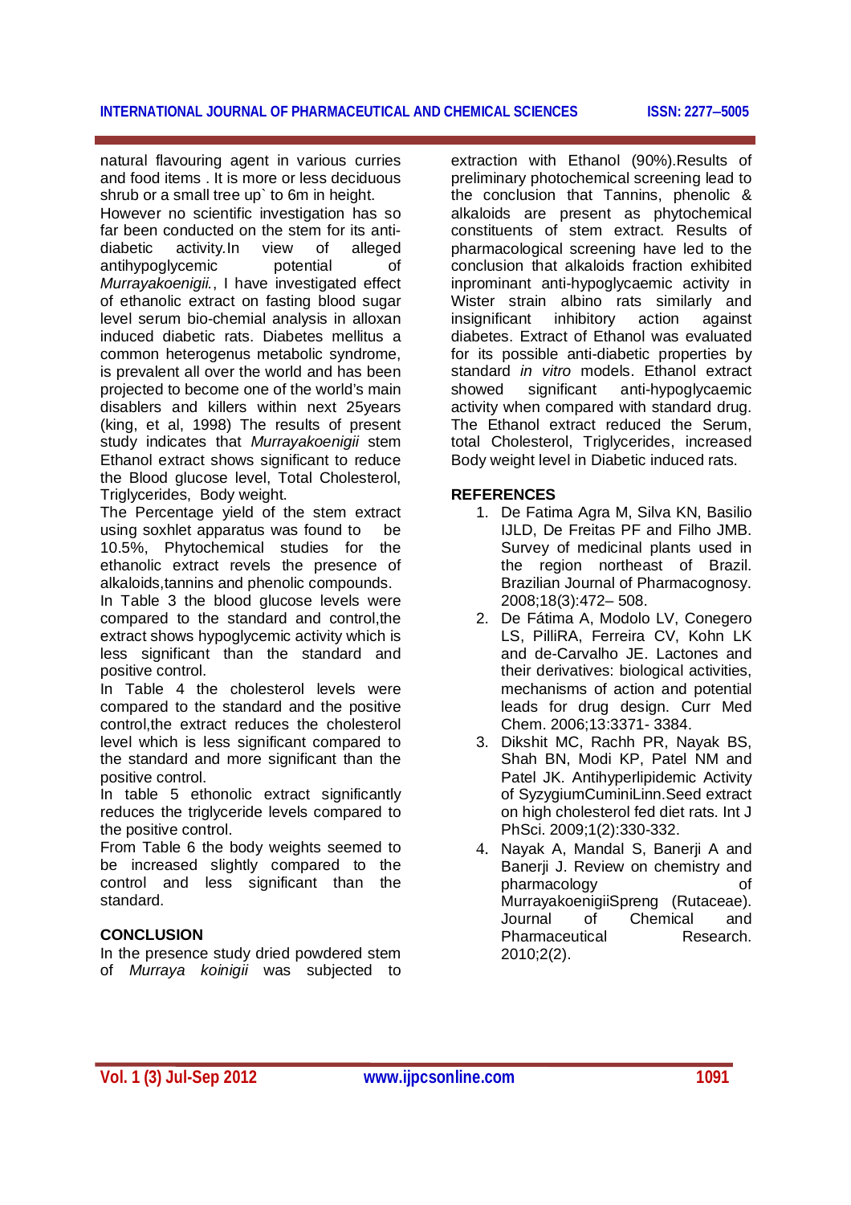natural flavouring agent in various curries and food items . It is more or less deciduous shrub or a small tree up` to 6m in height.

However no scientific investigation has so far been conducted on the stem for its anti-diabetic activity.In view of alleged antihypoglycemic potential of *Murrayakoenigii.*, I have investigated effect of ethanolic extract on fasting blood sugar level serum bio-chemial analysis in alloxan induced diabetic rats. Diabetes mellitus a common heterogenus metabolic syndrome, is prevalent all over the world and has been projected to become one of the world's main disablers and killers within next 25years (king, et al, 1998) The results of present study indicates that *Murrayakoenigii* stem Ethanol extract shows significant to reduce the Blood glucose level, Total Cholesterol, Triglycerides, Body weight.

The Percentage yield of the stem extract using soxhlet apparatus was found to be 10.5%, Phytochemical studies for the ethanolic extract revels the presence of alkaloids,tannins and phenolic compounds.

In Table 3 the blood glucose levels were compared to the standard and control,the extract shows hypoglycemic activity which is less significant than the standard and positive control.

In Table 4 the cholesterol levels were compared to the standard and the positive control,the extract reduces the cholesterol level which is less significant compared to the standard and more significant than the positive control.

In table 5 ethonolic extract significantly reduces the triglyceride levels compared to the positive control.

From Table 6 the body weights seemed to be increased slightly compared to the control and less significant than the standard.

## CONCLUSION

In the presence study dried powdered stem of *Murraya koinigii* was subjected to extraction with Ethanol (90%).Results of preliminary photochemical screening lead to the conclusion that Tannins, phenolic & alkaloids are present as phytochemical constituents of stem extract. Results of pharmacological screening have led to the conclusion that alkaloids fraction exhibited inprominant anti-hypoglycaemic activity in Wister strain albino rats similarly and insignificant inhibitory action against diabetes. Extract of Ethanol was evaluated for its possible anti-diabetic properties by standard *in vitro* models. Ethanol extract showed significant anti-hypoglycaemic activity when compared with standard drug. The Ethanol extract reduced the Serum, total Cholesterol, Triglycerides, increased Body weight level in Diabetic induced rats.

## REFERENCES

1. De Fatima Agra M, Silva KN, Basilio IJLD, De Freitas PF and Filho JMB. Survey of medicinal plants used in the region northeast of Brazil. Brazilian Journal of Pharmacognosy. 2008;18(3):472– 508.
2. De Fátima A, Modolo LV, Conegero LS, PilliRA, Ferreira CV, Kohn LK and de-Carvalho JE. Lactones and their derivatives: biological activities, mechanisms of action and potential leads for drug design. Curr Med Chem. 2006;13:3371- 3384.
3. Dikshit MC, Rachh PR, Nayak BS, Shah BN, Modi KP, Patel NM and Patel JK. Antihyperlipidemic Activity of SyzygiumCuminiLinn.Seed extract on high cholesterol fed diet rats. Int J PhSci. 2009;1(2):330-332.
4. Nayak A, Mandal S, Banerji A and Banerji J. Review on chemistry and pharmacology of MurrayakoenigiiSpreng (Rutaceae). Journal of Chemical and Pharmaceutical Research. 2010;2(2).